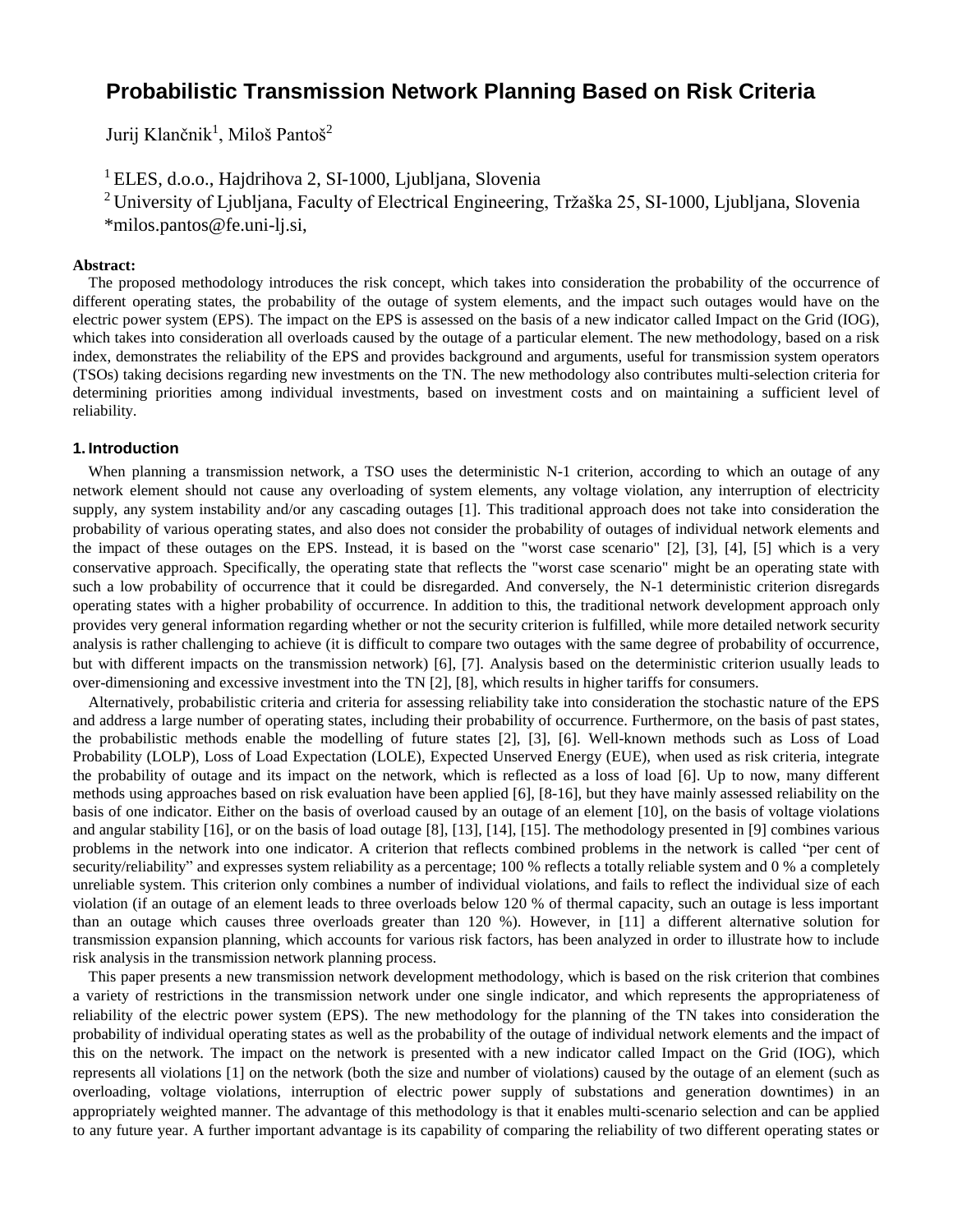# Probabilistic Transmission Network Planning Based on Risk Criteria

Jurij Klančnik[1], Miloš Pantoš[2]

[1] ELES, d.o.o., Hajdrihova 2, SI-1000, Ljubljana, Slovenia
[2] University of Ljubljana, Faculty of Electrical Engineering, Tržaška 25, SI-1000, Ljubljana, Slovenia
*milos.pantos@fe.uni-lj.si,

**Abstract:**

The proposed methodology introduces the risk concept, which takes into consideration the probability of the occurrence of different operating states, the probability of the outage of system elements, and the impact such outages would have on the electric power system (EPS). The impact on the EPS is assessed on the basis of a new indicator called Impact on the Grid (IOG), which takes into consideration all overloads caused by the outage of a particular element. The new methodology, based on a risk index, demonstrates the reliability of the EPS and provides background and arguments, useful for transmission system operators (TSOs) taking decisions regarding new investments on the TN. The new methodology also contributes multi-selection criteria for determining priorities among individual investments, based on investment costs and on maintaining a sufficient level of reliability.

## 1. Introduction

When planning a transmission network, a TSO uses the deterministic N-1 criterion, according to which an outage of any network element should not cause any overloading of system elements, any voltage violation, any interruption of electricity supply, any system instability and/or any cascading outages [1]. This traditional approach does not take into consideration the probability of various operating states, and also does not consider the probability of outages of individual network elements and the impact of these outages on the EPS. Instead, it is based on the "worst case scenario" [2], [3], [4], [5] which is a very conservative approach. Specifically, the operating state that reflects the "worst case scenario" might be an operating state with such a low probability of occurrence that it could be disregarded. And conversely, the N-1 deterministic criterion disregards operating states with a higher probability of occurrence. In addition to this, the traditional network development approach only provides very general information regarding whether or not the security criterion is fulfilled, while more detailed network security analysis is rather challenging to achieve (it is difficult to compare two outages with the same degree of probability of occurrence, but with different impacts on the transmission network) [6], [7]. Analysis based on the deterministic criterion usually leads to over-dimensioning and excessive investment into the TN [2], [8], which results in higher tariffs for consumers.

Alternatively, probabilistic criteria and criteria for assessing reliability take into consideration the stochastic nature of the EPS and address a large number of operating states, including their probability of occurrence. Furthermore, on the basis of past states, the probabilistic methods enable the modelling of future states [2], [3], [6]. Well-known methods such as Loss of Load Probability (LOLP), Loss of Load Expectation (LOLE), Expected Unserved Energy (EUE), when used as risk criteria, integrate the probability of outage and its impact on the network, which is reflected as a loss of load [6]. Up to now, many different methods using approaches based on risk evaluation have been applied [6], [8-16], but they have mainly assessed reliability on the basis of one indicator. Either on the basis of overload caused by an outage of an element [10], on the basis of voltage violations and angular stability [16], or on the basis of load outage [8], [13], [14], [15]. The methodology presented in [9] combines various problems in the network into one indicator. A criterion that reflects combined problems in the network is called "per cent of security/reliability" and expresses system reliability as a percentage; 100 % reflects a totally reliable system and 0 % a completely unreliable system. This criterion only combines a number of individual violations, and fails to reflect the individual size of each violation (if an outage of an element leads to three overloads below 120 % of thermal capacity, such an outage is less important than an outage which causes three overloads greater than 120 %). However, in [11] a different alternative solution for transmission expansion planning, which accounts for various risk factors, has been analyzed in order to illustrate how to include risk analysis in the transmission network planning process.

This paper presents a new transmission network development methodology, which is based on the risk criterion that combines a variety of restrictions in the transmission network under one single indicator, and which represents the appropriateness of reliability of the electric power system (EPS). The new methodology for the planning of the TN takes into consideration the probability of individual operating states as well as the probability of the outage of individual network elements and the impact of this on the network. The impact on the network is presented with a new indicator called Impact on the Grid (IOG), which represents all violations [1] on the network (both the size and number of violations) caused by the outage of an element (such as overloading, voltage violations, interruption of electric power supply of substations and generation downtimes) in an appropriately weighted manner. The advantage of this methodology is that it enables multi-scenario selection and can be applied to any future year. A further important advantage is its capability of comparing the reliability of two different operating states or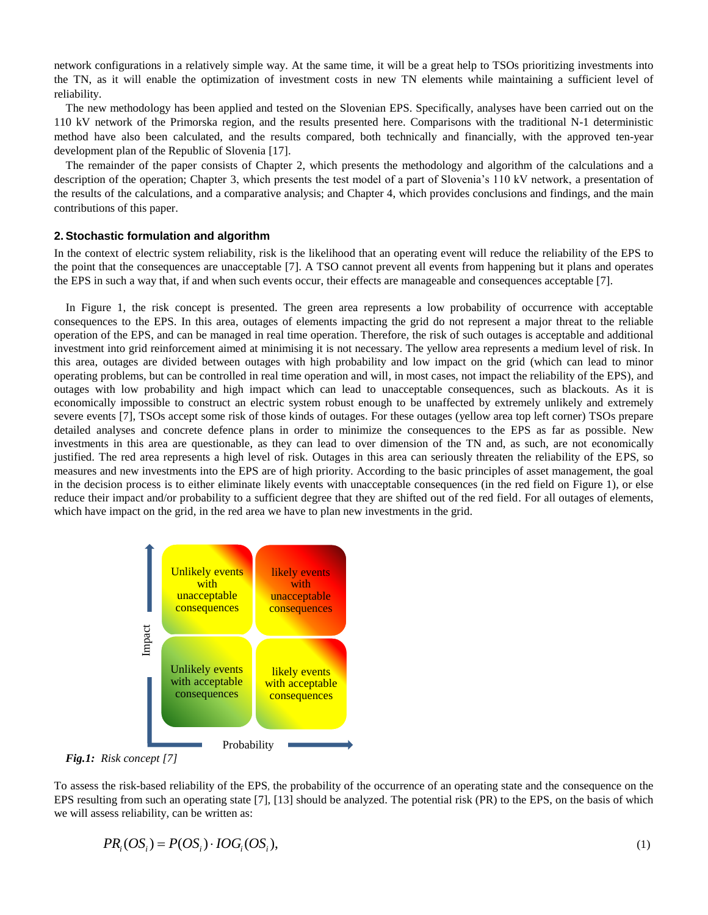network configurations in a relatively simple way. At the same time, it will be a great help to TSOs prioritizing investments into the TN, as it will enable the optimization of investment costs in new TN elements while maintaining a sufficient level of reliability.

The new methodology has been applied and tested on the Slovenian EPS. Specifically, analyses have been carried out on the 110 kV network of the Primorska region, and the results presented here. Comparisons with the traditional N-1 deterministic method have also been calculated, and the results compared, both technically and financially, with the approved ten-year development plan of the Republic of Slovenia [17].

The remainder of the paper consists of Chapter 2, which presents the methodology and algorithm of the calculations and a description of the operation; Chapter 3, which presents the test model of a part of Slovenia's 110 kV network, a presentation of the results of the calculations, and a comparative analysis; and Chapter 4, which provides conclusions and findings, and the main contributions of this paper.

## 2. Stochastic formulation and algorithm

In the context of electric system reliability, risk is the likelihood that an operating event will reduce the reliability of the EPS to the point that the consequences are unacceptable [7]. A TSO cannot prevent all events from happening but it plans and operates the EPS in such a way that, if and when such events occur, their effects are manageable and consequences acceptable [7].

In Figure 1, the risk concept is presented. The green area represents a low probability of occurrence with acceptable consequences to the EPS. In this area, outages of elements impacting the grid do not represent a major threat to the reliable operation of the EPS, and can be managed in real time operation. Therefore, the risk of such outages is acceptable and additional investment into grid reinforcement aimed at minimising it is not necessary. The yellow area represents a medium level of risk. In this area, outages are divided between outages with high probability and low impact on the grid (which can lead to minor operating problems, but can be controlled in real time operation and will, in most cases, not impact the reliability of the EPS), and outages with low probability and high impact which can lead to unacceptable consequences, such as blackouts. As it is economically impossible to construct an electric system robust enough to be unaffected by extremely unlikely and extremely severe events [7], TSOs accept some risk of those kinds of outages. For these outages (yellow area top left corner) TSOs prepare detailed analyses and concrete defence plans in order to minimize the consequences to the EPS as far as possible. New investments in this area are questionable, as they can lead to over dimension of the TN and, as such, are not economically justified. The red area represents a high level of risk. Outages in this area can seriously threaten the reliability of the EPS, so measures and new investments into the EPS are of high priority. According to the basic principles of asset management, the goal in the decision process is to either eliminate likely events with unacceptable consequences (in the red field on Figure 1), or else reduce their impact and/or probability to a sufficient degree that they are shifted out of the red field. For all outages of elements, which have impact on the grid, in the red area we have to plan new investments in the grid.

Unlikely events with unacceptable consequences

likely events with unacceptable consequences

Unlikely events with acceptable consequences

likely events with acceptable consequences

Impact

Probability

***Fig.1:*** *Risk concept [7]*

To assess the risk-based reliability of the EPS, the probability of the occurrence of an operating state and the consequence on the EPS resulting from such an operating state [7], [13] should be analyzed. The potential risk (PR) to the EPS, on the basis of which we will assess reliability, can be written as:

$$PR_i(OS_i) = P(OS_i) \cdot IOG_i(OS_i), \tag{1}$$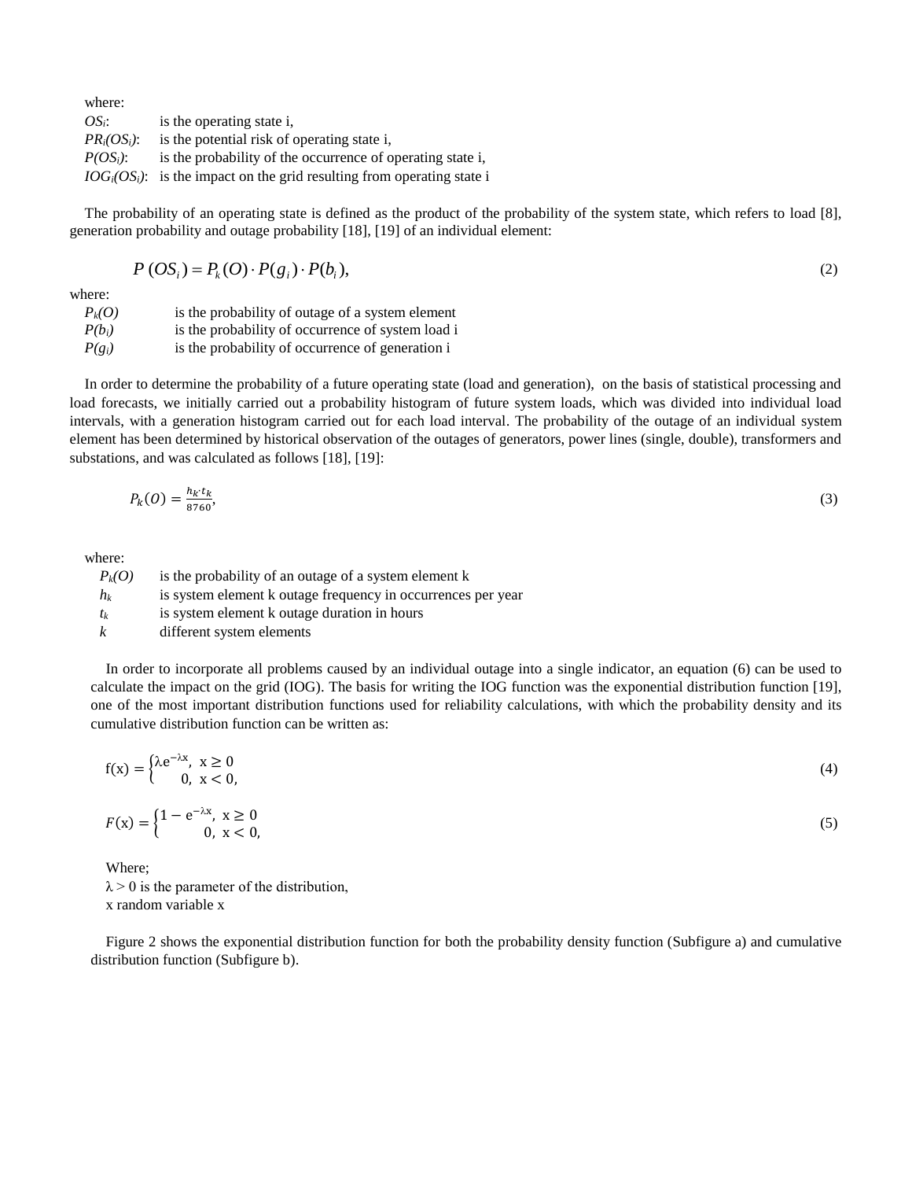where:

$OS_i$: is the operating state i,
$PR_i(OS_i)$: is the potential risk of operating state i,
$P(OS_i)$: is the probability of the occurrence of operating state i,
$IOG_i(OS_i)$: is the impact on the grid resulting from operating state i

The probability of an operating state is defined as the product of the probability of the system state, which refers to load [8], generation probability and outage probability [18], [19] of an individual element:

$$P\,(OS_i) = P_k(O) \cdot P(g_i) \cdot P(b_i), \tag{2}$$

where:

$P_k(O)$ is the probability of outage of a system element
$P(b_i)$ is the probability of occurrence of system load i
$P(g_i)$ is the probability of occurrence of generation i

In order to determine the probability of a future operating state (load and generation), on the basis of statistical processing and load forecasts, we initially carried out a probability histogram of future system loads, which was divided into individual load intervals, with a generation histogram carried out for each load interval. The probability of the outage of an individual system element has been determined by historical observation of the outages of generators, power lines (single, double), transformers and substations, and was calculated as follows [18], [19]:

$$P_k(O) = \frac{h_k \cdot t_k}{8760}, \tag{3}$$

where:

$P_k(O)$ is the probability of an outage of a system element k
$h_k$ is system element k outage frequency in occurrences per year
$t_k$ is system element k outage duration in hours
$k$ different system elements

In order to incorporate all problems caused by an individual outage into a single indicator, an equation (6) can be used to calculate the impact on the grid (IOG). The basis for writing the IOG function was the exponential distribution function [19], one of the most important distribution functions used for reliability calculations, with which the probability density and its cumulative distribution function can be written as:

$$\mathrm{f(x)} = \begin{cases} \lambda \mathrm{e}^{-\lambda \mathrm{x}}, & \mathrm{x} \geq 0 \\ 0, & \mathrm{x} < 0, \end{cases} \tag{4}$$

$$F(\mathrm{x}) = \begin{cases} 1 - \mathrm{e}^{-\lambda \mathrm{x}}, & \mathrm{x} \geq 0 \\ 0, & \mathrm{x} < 0, \end{cases} \tag{5}$$

Where;
$\lambda > 0$ is the parameter of the distribution,
x random variable x

Figure 2 shows the exponential distribution function for both the probability density function (Subfigure a) and cumulative distribution function (Subfigure b).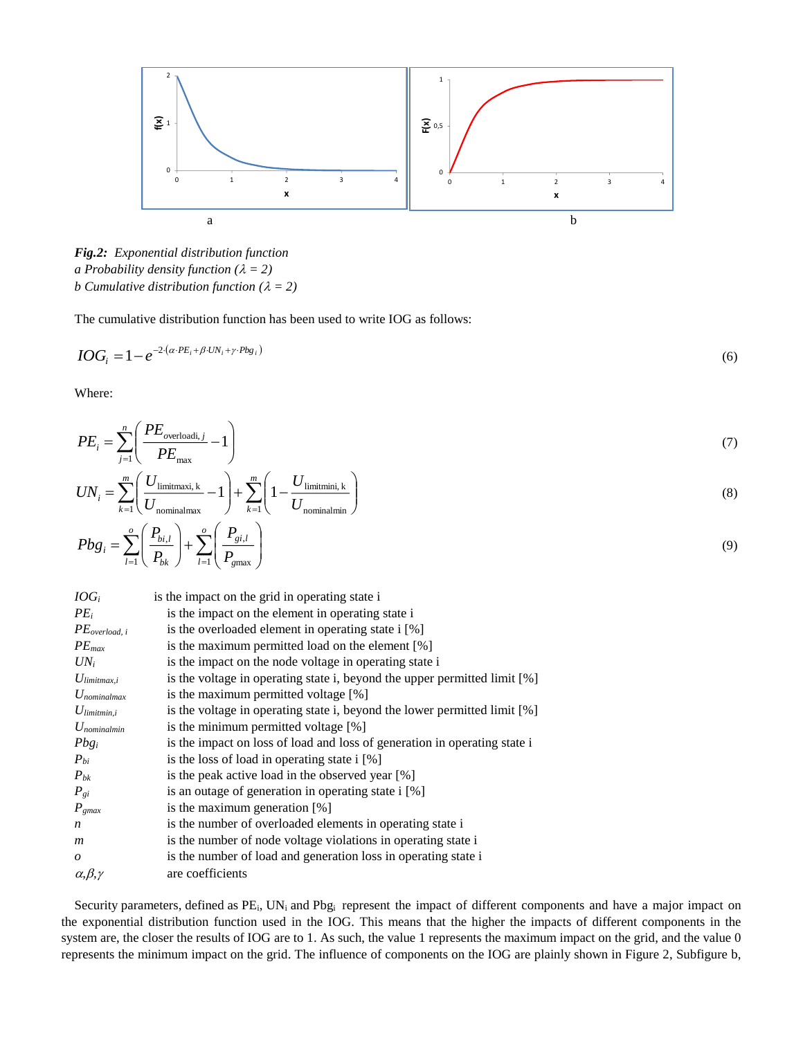**Fig.2:** *Exponential distribution function*
*a Probability density function ($\lambda$ = 2)*
*b Cumulative distribution function ($\lambda$ = 2)*

The cumulative distribution function has been used to write IOG as follows:

$$IOG_i = 1 - e^{-2\cdot(\alpha \cdot PE_i + \beta \cdot UN_i + \gamma \cdot Pbg_i)} \tag{6}$$

Where:

$$PE_i = \sum_{j=1}^{n} \left( \frac{PE_{\text{overloadi},j}}{PE_{\max}} - 1 \right) \tag{7}$$

$$UN_i = \sum_{k=1}^{m} \left( \frac{U_{\text{limitmaxi, k}}}{U_{\text{nominalmax}}} - 1 \right) + \sum_{k=1}^{m} \left( 1 - \frac{U_{\text{limitmini, k}}}{U_{\text{nominalmin}}} \right) \tag{8}$$

$$Pbg_i = \sum_{l=1}^{o} \left( \frac{P_{bi,l}}{P_{bk}} \right) + \sum_{l=1}^{o} \left( \frac{P_{gi,l}}{P_{g\max}} \right) \tag{9}$$

| | |
|---|---|
| $IOG_i$ | is the impact on the grid in operating state i |
| $PE_i$ | is the impact on the element in operating state i |
| $PE_{overload,\,i}$ | is the overloaded element in operating state i [%] |
| $PE_{max}$ | is the maximum permitted load on the element [%] |
| $UN_i$ | is the impact on the node voltage in operating state i |
| $U_{limitmax,i}$ | is the voltage in operating state i, beyond the upper permitted limit [%] |
| $U_{nominalmax}$ | is the maximum permitted voltage [%] |
| $U_{limitmin,i}$ | is the voltage in operating state i, beyond the lower permitted limit [%] |
| $U_{nominalmin}$ | is the minimum permitted voltage [%] |
| $Pbg_i$ | is the impact on loss of load and loss of generation in operating state i |
| $P_{bi}$ | is the loss of load in operating state i [%] |
| $P_{bk}$ | is the peak active load in the observed year [%] |
| $P_{gi}$ | is an outage of generation in operating state i [%] |
| $P_{gmax}$ | is the maximum generation [%] |
| $n$ | is the number of overloaded elements in operating state i |
| $m$ | is the number of node voltage violations in operating state i |
| $o$ | is the number of load and generation loss in operating state i |
| $\alpha,\beta,\gamma$ | are coefficients |

Security parameters, defined as $PE_i$, $UN_i$ and $Pbg_i$ represent the impact of different components and have a major impact on the exponential distribution function used in the IOG. This means that the higher the impacts of different components in the system are, the closer the results of IOG are to 1. As such, the value 1 represents the maximum impact on the grid, and the value 0 represents the minimum impact on the grid. The influence of components on the IOG are plainly shown in Figure 2, Subfigure b,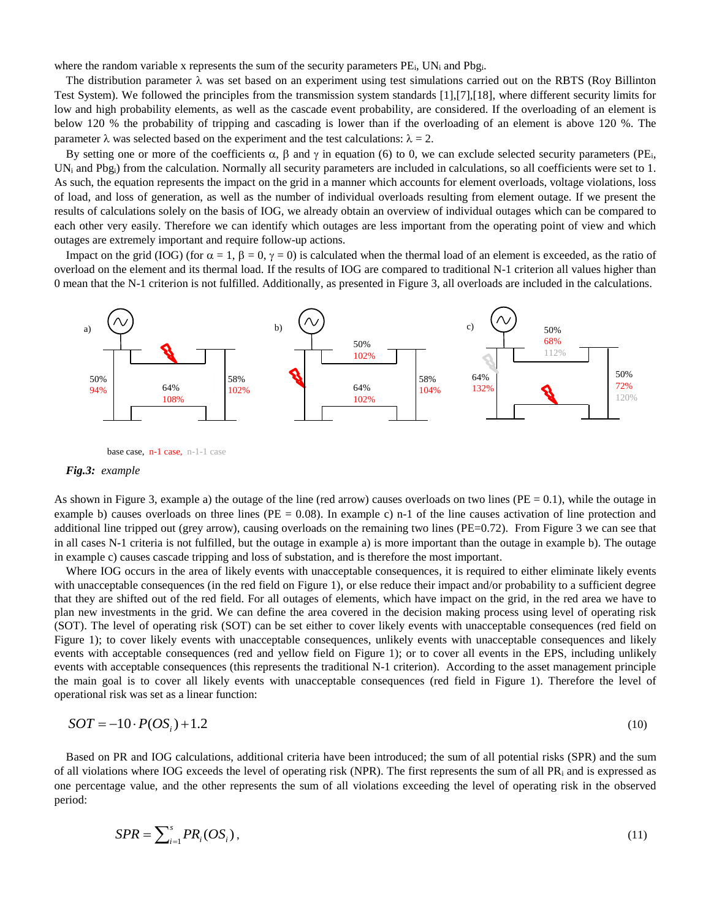where the random variable x represents the sum of the security parameters $PE_i$, $UN_i$ and $Pbg_i$.

The distribution parameter $\lambda$ was set based on an experiment using test simulations carried out on the RBTS (Roy Billinton Test System). We followed the principles from the transmission system standards [1],[7],[18], where different security limits for low and high probability elements, as well as the cascade event probability, are considered. If the overloading of an element is below 120 % the probability of tripping and cascading is lower than if the overloading of an element is above 120 %. The parameter $\lambda$ was selected based on the experiment and the test calculations: $\lambda = 2$.

By setting one or more of the coefficients $\alpha$, $\beta$ and $\gamma$ in equation (6) to 0, we can exclude selected security parameters ($PE_i$, $UN_i$ and $Pbg_i$) from the calculation. Normally all security parameters are included in calculations, so all coefficients were set to 1. As such, the equation represents the impact on the grid in a manner which accounts for element overloads, voltage violations, loss of load, and loss of generation, as well as the number of individual overloads resulting from element outage. If we present the results of calculations solely on the basis of IOG, we already obtain an overview of individual outages which can be compared to each other very easily. Therefore we can identify which outages are less important from the operating point of view and which outages are extremely important and require follow-up actions.

Impact on the grid (IOG) (for $\alpha = 1$, $\beta = 0$, $\gamma = 0$) is calculated when the thermal load of an element is exceeded, as the ratio of overload on the element and its thermal load. If the results of IOG are compared to traditional N-1 criterion all values higher than 0 mean that the N-1 criterion is not fulfilled. Additionally, as presented in Figure 3, all overloads are included in the calculations.

a) 50% 94%, 64% 108%, 58% 102%

b) 50% 102%, 64% 102%, 58% 104%

c) 50% 68% 112%, 64% 132%, 50% 72% 120%

base case, n-1 case, n-1-1 case

***Fig.3:*** *example*

As shown in Figure 3, example a) the outage of the line (red arrow) causes overloads on two lines (PE = 0.1), while the outage in example b) causes overloads on three lines (PE = 0.08). In example c) n-1 of the line causes activation of line protection and additional line tripped out (grey arrow), causing overloads on the remaining two lines (PE=0.72). From Figure 3 we can see that in all cases N-1 criteria is not fulfilled, but the outage in example a) is more important than the outage in example b). The outage in example c) causes cascade tripping and loss of substation, and is therefore the most important.

Where IOG occurs in the area of likely events with unacceptable consequences, it is required to either eliminate likely events with unacceptable consequences (in the red field on Figure 1), or else reduce their impact and/or probability to a sufficient degree that they are shifted out of the red field. For all outages of elements, which have impact on the grid, in the red area we have to plan new investments in the grid. We can define the area covered in the decision making process using level of operating risk (SOT). The level of operating risk (SOT) can be set either to cover likely events with unacceptable consequences (red field on Figure 1); to cover likely events with unacceptable consequences, unlikely events with unacceptable consequences and likely events with acceptable consequences (red and yellow field on Figure 1); or to cover all events in the EPS, including unlikely events with acceptable consequences (this represents the traditional N-1 criterion). According to the asset management principle the main goal is to cover all likely events with unacceptable consequences (red field in Figure 1). Therefore the level of operational risk was set as a linear function:

$$SOT = -10 \cdot P(OS_i) + 1.2 \tag{10}$$

Based on PR and IOG calculations, additional criteria have been introduced; the sum of all potential risks (SPR) and the sum of all violations where IOG exceeds the level of operating risk (NPR). The first represents the sum of all $PR_i$ and is expressed as one percentage value, and the other represents the sum of all violations exceeding the level of operating risk in the observed period:

$$SPR = \sum_{i=1}^{s} PR_i(OS_i), \tag{11}$$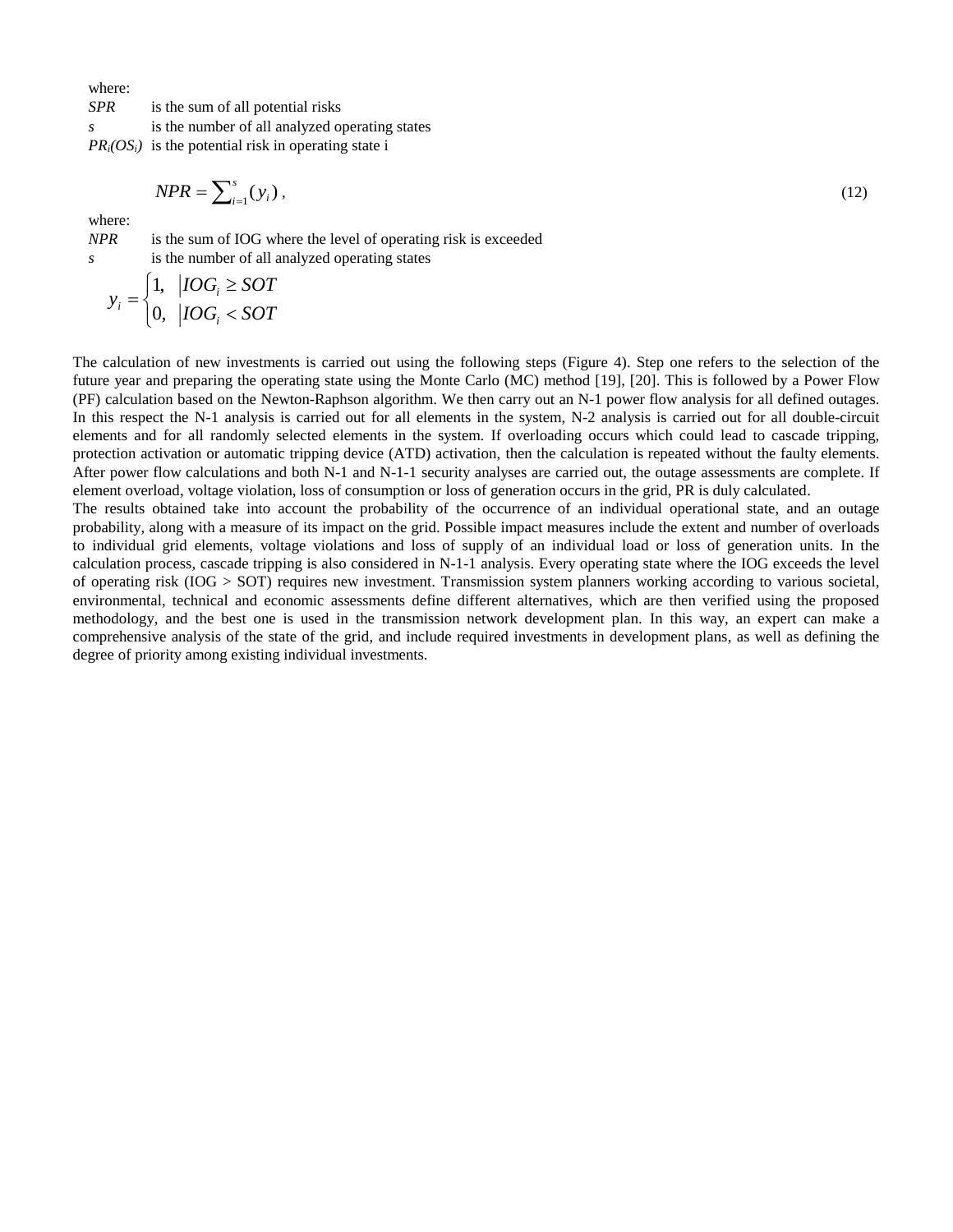where:

*SPR* is the sum of all potential risks

*s* is the number of all analyzed operating states

$PR_i(OS_i)$ is the potential risk in operating state i

$$NPR = \sum_{i=1}^{s}(y_i)\,, \tag{12}$$

where:

*NPR* is the sum of IOG where the level of operating risk is exceeded

*s* is the number of all analyzed operating states

$$y_i = \begin{cases} 1, & |IOG_i \geq SOT \\ 0, & |IOG_i < SOT \end{cases}$$

The calculation of new investments is carried out using the following steps (Figure 4). Step one refers to the selection of the future year and preparing the operating state using the Monte Carlo (MC) method [19], [20]. This is followed by a Power Flow (PF) calculation based on the Newton-Raphson algorithm. We then carry out an N-1 power flow analysis for all defined outages. In this respect the N-1 analysis is carried out for all elements in the system, N-2 analysis is carried out for all double-circuit elements and for all randomly selected elements in the system. If overloading occurs which could lead to cascade tripping, protection activation or automatic tripping device (ATD) activation, then the calculation is repeated without the faulty elements. After power flow calculations and both N-1 and N-1-1 security analyses are carried out, the outage assessments are complete. If element overload, voltage violation, loss of consumption or loss of generation occurs in the grid, PR is duly calculated.

The results obtained take into account the probability of the occurrence of an individual operational state, and an outage probability, along with a measure of its impact on the grid. Possible impact measures include the extent and number of overloads to individual grid elements, voltage violations and loss of supply of an individual load or loss of generation units. In the calculation process, cascade tripping is also considered in N-1-1 analysis. Every operating state where the IOG exceeds the level of operating risk (IOG > SOT) requires new investment. Transmission system planners working according to various societal, environmental, technical and economic assessments define different alternatives, which are then verified using the proposed methodology, and the best one is used in the transmission network development plan. In this way, an expert can make a comprehensive analysis of the state of the grid, and include required investments in development plans, as well as defining the degree of priority among existing individual investments.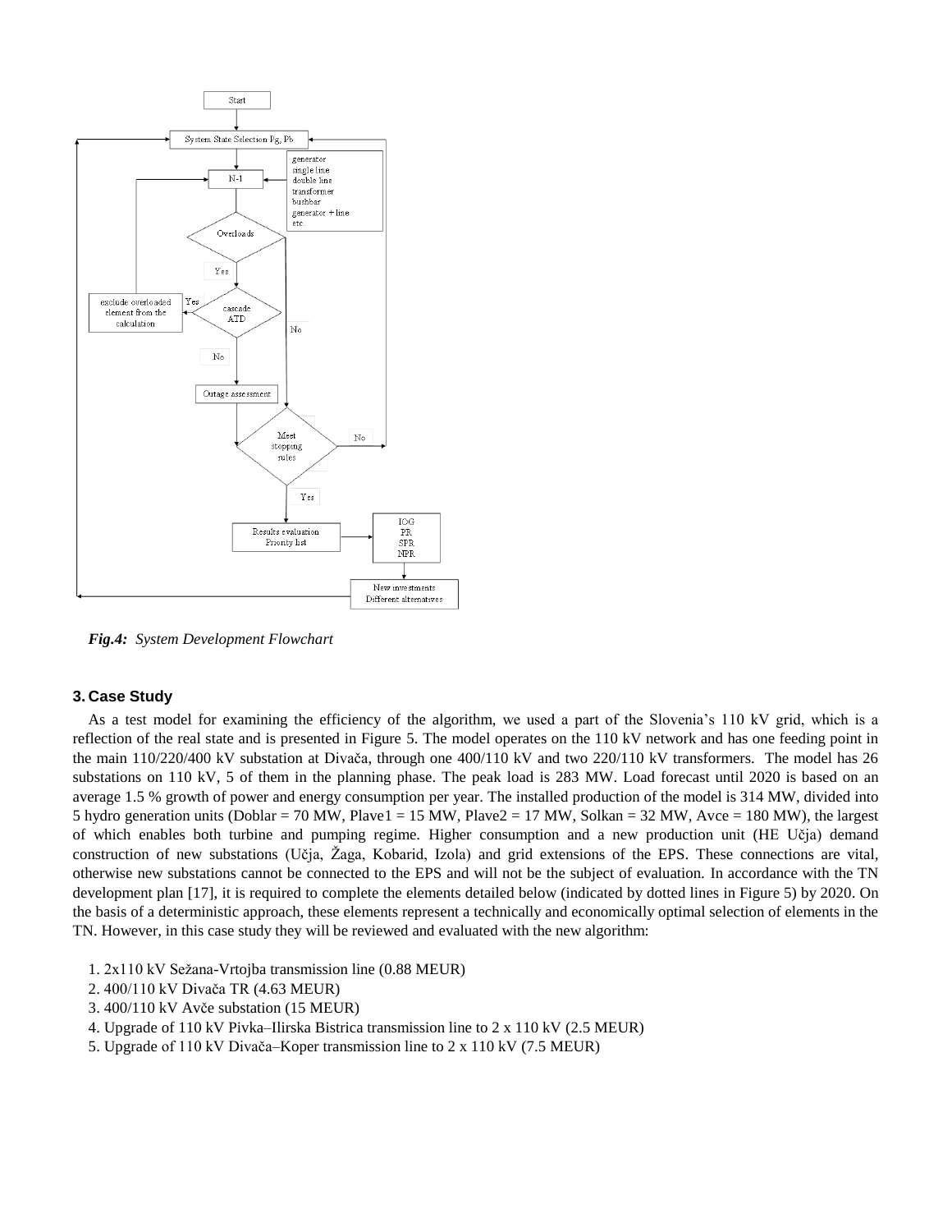Start

System State Selection Pg, Pb

N-1

generator
single line
double line
transformer
bushbar
generator + line
etc...

Overloads

Yes

No

cascade ATD

Yes

exclude overloaded element from the calculation

No

Outage assessment

Meet stopping rules

No

Yes

Results evaluation
Priority list

IOG
PR
SPR
NPR

New investments
Different alternatives

***Fig.4:*** *System Development Flowchart*

### 3. Case Study

As a test model for examining the efficiency of the algorithm, we used a part of the Slovenia's 110 kV grid, which is a reflection of the real state and is presented in Figure 5. The model operates on the 110 kV network and has one feeding point in the main 110/220/400 kV substation at Divača, through one 400/110 kV and two 220/110 kV transformers. The model has 26 substations on 110 kV, 5 of them in the planning phase. The peak load is 283 MW. Load forecast until 2020 is based on an average 1.5 % growth of power and energy consumption per year. The installed production of the model is 314 MW, divided into 5 hydro generation units (Doblar = 70 MW, Plave1 = 15 MW, Plave2 = 17 MW, Solkan = 32 MW, Avce = 180 MW), the largest of which enables both turbine and pumping regime. Higher consumption and a new production unit (HE Učja) demand construction of new substations (Učja, Žaga, Kobarid, Izola) and grid extensions of the EPS. These connections are vital, otherwise new substations cannot be connected to the EPS and will not be the subject of evaluation. In accordance with the TN development plan [17], it is required to complete the elements detailed below (indicated by dotted lines in Figure 5) by 2020. On the basis of a deterministic approach, these elements represent a technically and economically optimal selection of elements in the TN. However, in this case study they will be reviewed and evaluated with the new algorithm:

1. 2x110 kV Sežana-Vrtojba transmission line (0.88 MEUR)
2. 400/110 kV Divača TR (4.63 MEUR)
3. 400/110 kV Avče substation (15 MEUR)
4. Upgrade of 110 kV Pivka–Ilirska Bistrica transmission line to 2 x 110 kV (2.5 MEUR)
5. Upgrade of 110 kV Divača–Koper transmission line to 2 x 110 kV (7.5 MEUR)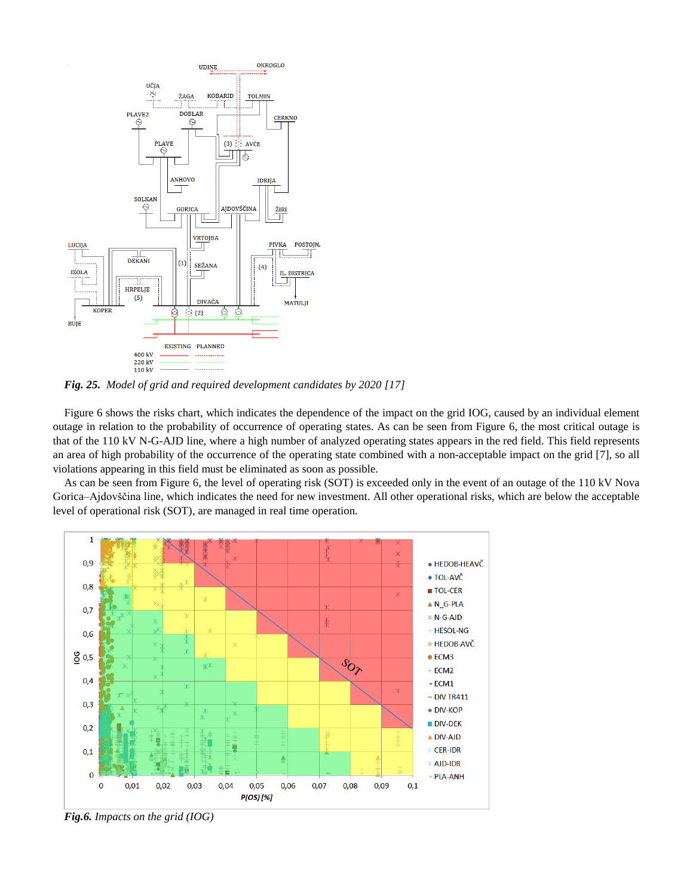*Fig. 25. Model of grid and required development candidates by 2020 [17]*

Figure 6 shows the risks chart, which indicates the dependence of the impact on the grid IOG, caused by an individual element outage in relation to the probability of occurrence of operating states. As can be seen from Figure 6, the most critical outage is that of the 110 kV N-G-AJD line, where a high number of analyzed operating states appears in the red field. This field represents an area of high probability of the occurrence of the operating state combined with a non-acceptable impact on the grid [7], so all violations appearing in this field must be eliminated as soon as possible.

As can be seen from Figure 6, the level of operating risk (SOT) is exceeded only in the event of an outage of the 110 kV Nova Gorica–Ajdovščina line, which indicates the need for new investment. All other operational risks, which are below the acceptable level of operational risk (SOT), are managed in real time operation.

***Fig.6.*** *Impacts on the grid (IOG)*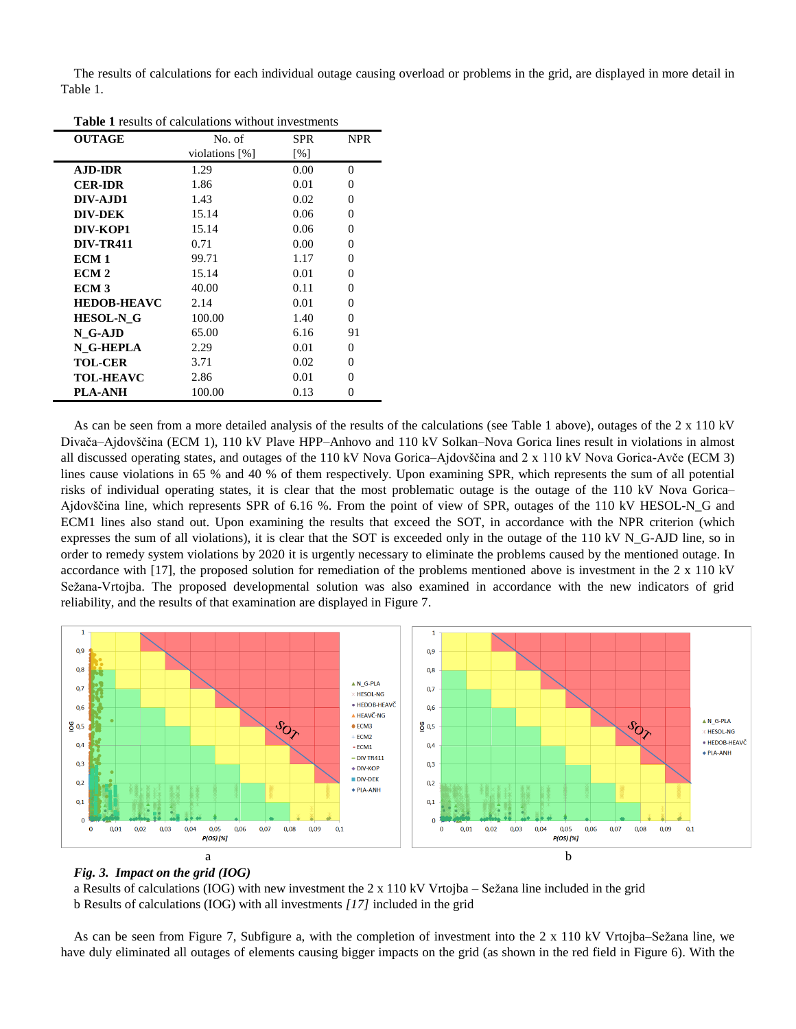The results of calculations for each individual outage causing overload or problems in the grid, are displayed in more detail in Table 1.

**Table 1** results of calculations without investments

| OUTAGE | No. of violations [%] | SPR [%] | NPR |
|---|---|---|---|
| **AJD-IDR** | 1.29 | 0.00 | 0 |
| **CER-IDR** | 1.86 | 0.01 | 0 |
| **DIV-AJD1** | 1.43 | 0.02 | 0 |
| **DIV-DEK** | 15.14 | 0.06 | 0 |
| **DIV-KOP1** | 15.14 | 0.06 | 0 |
| **DIV-TR411** | 0.71 | 0.00 | 0 |
| **ECM 1** | 99.71 | 1.17 | 0 |
| **ECM 2** | 15.14 | 0.01 | 0 |
| **ECM 3** | 40.00 | 0.11 | 0 |
| **HEDOB-HEAVC** | 2.14 | 0.01 | 0 |
| **HESOL-N_G** | 100.00 | 1.40 | 0 |
| **N_G-AJD** | 65.00 | 6.16 | 91 |
| **N_G-HEPLA** | 2.29 | 0.01 | 0 |
| **TOL-CER** | 3.71 | 0.02 | 0 |
| **TOL-HEAVC** | 2.86 | 0.01 | 0 |
| **PLA-ANH** | 100.00 | 0.13 | 0 |

As can be seen from a more detailed analysis of the results of the calculations (see Table 1 above), outages of the 2 x 110 kV Divača–Ajdovščina (ECM 1), 110 kV Plave HPP–Anhovo and 110 kV Solkan–Nova Gorica lines result in violations in almost all discussed operating states, and outages of the 110 kV Nova Gorica–Ajdovščina and 2 x 110 kV Nova Gorica-Avče (ECM 3) lines cause violations in 65 % and 40 % of them respectively. Upon examining SPR, which represents the sum of all potential risks of individual operating states, it is clear that the most problematic outage is the outage of the 110 kV Nova Gorica–Ajdovščina line, which represents SPR of 6.16 %. From the point of view of SPR, outages of the 110 kV HESOL-N_G and ECM1 lines also stand out. Upon examining the results that exceed the SOT, in accordance with the NPR criterion (which expresses the sum of all violations), it is clear that the SOT is exceeded only in the outage of the 110 kV N_G-AJD line, so in order to remedy system violations by 2020 it is urgently necessary to eliminate the problems caused by the mentioned outage. In accordance with [17], the proposed solution for remediation of the problems mentioned above is investment in the 2 x 110 kV Sežana-Vrtojba. The proposed developmental solution was also examined in accordance with the new indicators of grid reliability, and the results of that examination are displayed in Figure 7.

*Fig. 3. Impact on the grid (IOG)*
a Results of calculations (IOG) with new investment the 2 x 110 kV Vrtojba – Sežana line included in the grid
b Results of calculations (IOG) with all investments *[17]* included in the grid

As can be seen from Figure 7, Subfigure a, with the completion of investment into the 2 x 110 kV Vrtojba–Sežana line, we have duly eliminated all outages of elements causing bigger impacts on the grid (as shown in the red field in Figure 6). With the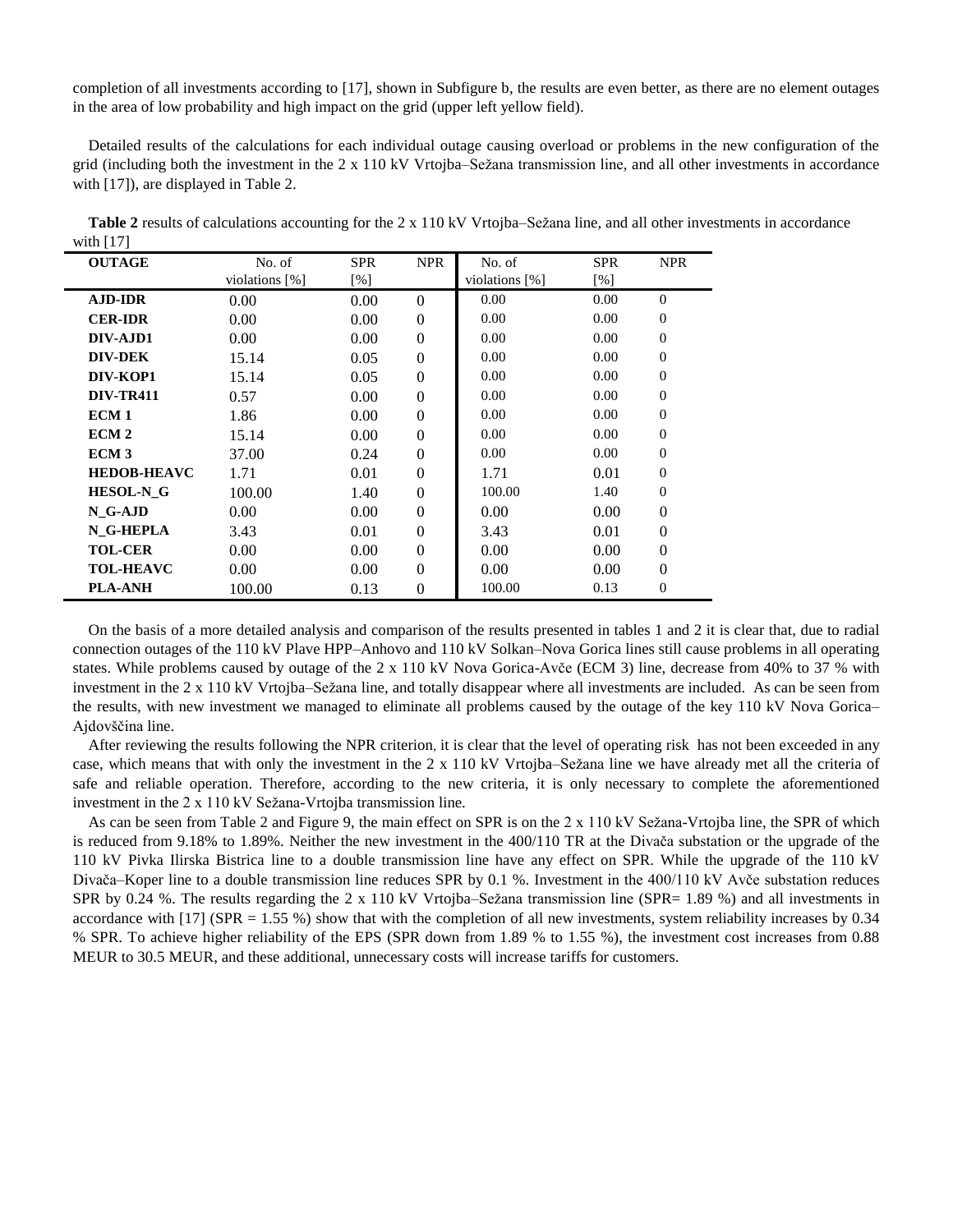completion of all investments according to [17], shown in Subfigure b, the results are even better, as there are no element outages in the area of low probability and high impact on the grid (upper left yellow field).

Detailed results of the calculations for each individual outage causing overload or problems in the new configuration of the grid (including both the investment in the 2 x 110 kV Vrtojba–Sežana transmission line, and all other investments in accordance with [17]), are displayed in Table 2.

**Table 2** results of calculations accounting for the 2 x 110 kV Vrtojba–Sežana line, and all other investments in accordance with [17]

| OUTAGE | No. of violations [%] | SPR [%] | NPR | No. of violations [%] | SPR [%] | NPR |
|---|---|---|---|---|---|---|
| **AJD-IDR** | 0.00 | 0.00 | 0 | 0.00 | 0.00 | 0 |
| **CER-IDR** | 0.00 | 0.00 | 0 | 0.00 | 0.00 | 0 |
| **DIV-AJD1** | 0.00 | 0.00 | 0 | 0.00 | 0.00 | 0 |
| **DIV-DEK** | 15.14 | 0.05 | 0 | 0.00 | 0.00 | 0 |
| **DIV-KOP1** | 15.14 | 0.05 | 0 | 0.00 | 0.00 | 0 |
| **DIV-TR411** | 0.57 | 0.00 | 0 | 0.00 | 0.00 | 0 |
| **ECM 1** | 1.86 | 0.00 | 0 | 0.00 | 0.00 | 0 |
| **ECM 2** | 15.14 | 0.00 | 0 | 0.00 | 0.00 | 0 |
| **ECM 3** | 37.00 | 0.24 | 0 | 0.00 | 0.00 | 0 |
| **HEDOB-HEAVC** | 1.71 | 0.01 | 0 | 1.71 | 0.01 | 0 |
| **HESOL-N_G** | 100.00 | 1.40 | 0 | 100.00 | 1.40 | 0 |
| **N_G-AJD** | 0.00 | 0.00 | 0 | 0.00 | 0.00 | 0 |
| **N_G-HEPLA** | 3.43 | 0.01 | 0 | 3.43 | 0.01 | 0 |
| **TOL-CER** | 0.00 | 0.00 | 0 | 0.00 | 0.00 | 0 |
| **TOL-HEAVC** | 0.00 | 0.00 | 0 | 0.00 | 0.00 | 0 |
| **PLA-ANH** | 100.00 | 0.13 | 0 | 100.00 | 0.13 | 0 |

On the basis of a more detailed analysis and comparison of the results presented in tables 1 and 2 it is clear that, due to radial connection outages of the 110 kV Plave HPP–Anhovo and 110 kV Solkan–Nova Gorica lines still cause problems in all operating states. While problems caused by outage of the 2 x 110 kV Nova Gorica-Avče (ECM 3) line, decrease from 40% to 37 % with investment in the 2 x 110 kV Vrtojba–Sežana line, and totally disappear where all investments are included. As can be seen from the results, with new investment we managed to eliminate all problems caused by the outage of the key 110 kV Nova Gorica–Ajdovščina line.

After reviewing the results following the NPR criterion, it is clear that the level of operating risk has not been exceeded in any case, which means that with only the investment in the 2 x 110 kV Vrtojba–Sežana line we have already met all the criteria of safe and reliable operation. Therefore, according to the new criteria, it is only necessary to complete the aforementioned investment in the 2 x 110 kV Sežana-Vrtojba transmission line.

As can be seen from Table 2 and Figure 9, the main effect on SPR is on the 2 x 110 kV Sežana-Vrtojba line, the SPR of which is reduced from 9.18% to 1.89%. Neither the new investment in the 400/110 TR at the Divača substation or the upgrade of the 110 kV Pivka Ilirska Bistrica line to a double transmission line have any effect on SPR. While the upgrade of the 110 kV Divača–Koper line to a double transmission line reduces SPR by 0.1 %. Investment in the 400/110 kV Avče substation reduces SPR by 0.24 %. The results regarding the 2 x 110 kV Vrtojba–Sežana transmission line (SPR= 1.89 %) and all investments in accordance with [17] (SPR = 1.55 %) show that with the completion of all new investments, system reliability increases by 0.34 % SPR. To achieve higher reliability of the EPS (SPR down from 1.89 % to 1.55 %), the investment cost increases from 0.88 MEUR to 30.5 MEUR, and these additional, unnecessary costs will increase tariffs for customers.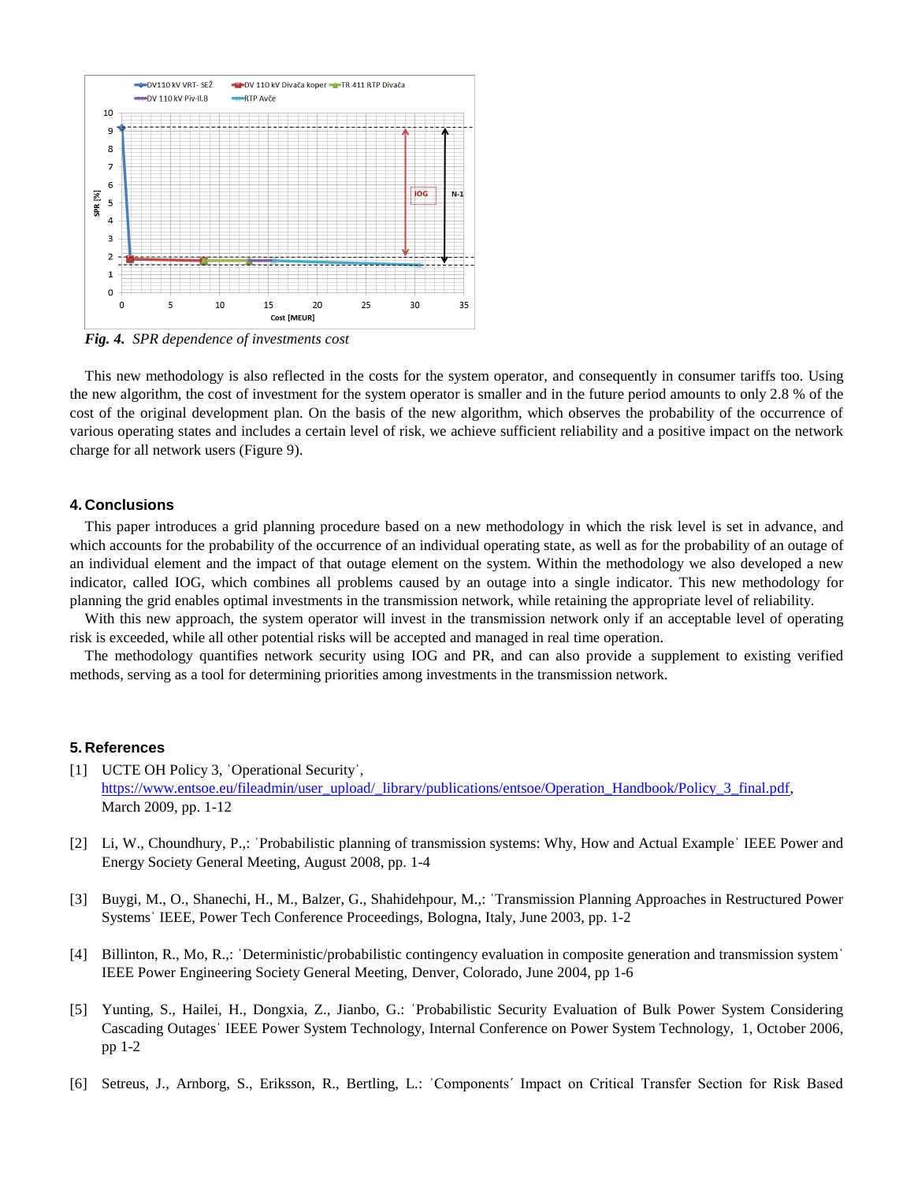*Fig. 4. SPR dependence of investments cost*

This new methodology is also reflected in the costs for the system operator, and consequently in consumer tariffs too. Using the new algorithm, the cost of investment for the system operator is smaller and in the future period amounts to only 2.8 % of the cost of the original development plan. On the basis of the new algorithm, which observes the probability of the occurrence of various operating states and includes a certain level of risk, we achieve sufficient reliability and a positive impact on the network charge for all network users (Figure 9).

## 4. Conclusions

This paper introduces a grid planning procedure based on a new methodology in which the risk level is set in advance, and which accounts for the probability of the occurrence of an individual operating state, as well as for the probability of an outage of an individual element and the impact of that outage element on the system. Within the methodology we also developed a new indicator, called IOG, which combines all problems caused by an outage into a single indicator. This new methodology for planning the grid enables optimal investments in the transmission network, while retaining the appropriate level of reliability.

With this new approach, the system operator will invest in the transmission network only if an acceptable level of operating risk is exceeded, while all other potential risks will be accepted and managed in real time operation.

The methodology quantifies network security using IOG and PR, and can also provide a supplement to existing verified methods, serving as a tool for determining priorities among investments in the transmission network.

## 5. References

[1] UCTE OH Policy 3, 'Operational Security', https://www.entsoe.eu/fileadmin/user_upload/_library/publications/entsoe/Operation_Handbook/Policy_3_final.pdf, March 2009, pp. 1-12

[2] Li, W., Choundhury, P.,: 'Probabilistic planning of transmission systems: Why, How and Actual Example' IEEE Power and Energy Society General Meeting, August 2008, pp. 1-4

[3] Buygi, M., O., Shanechi, H., M., Balzer, G., Shahidehpour, M.,: 'Transmission Planning Approaches in Restructured Power Systems' IEEE, Power Tech Conference Proceedings, Bologna, Italy, June 2003, pp. 1-2

[4] Billinton, R., Mo, R.,: 'Deterministic/probabilistic contingency evaluation in composite generation and transmission system' IEEE Power Engineering Society General Meeting, Denver, Colorado, June 2004, pp 1-6

[5] Yunting, S., Hailei, H., Dongxia, Z., Jianbo, G.: 'Probabilistic Security Evaluation of Bulk Power System Considering Cascading Outages' IEEE Power System Technology, Internal Conference on Power System Technology, 1, October 2006, pp 1-2

[6] Setreus, J., Arnborg, S., Eriksson, R., Bertling, L.: 'Components´ Impact on Critical Transfer Section for Risk Based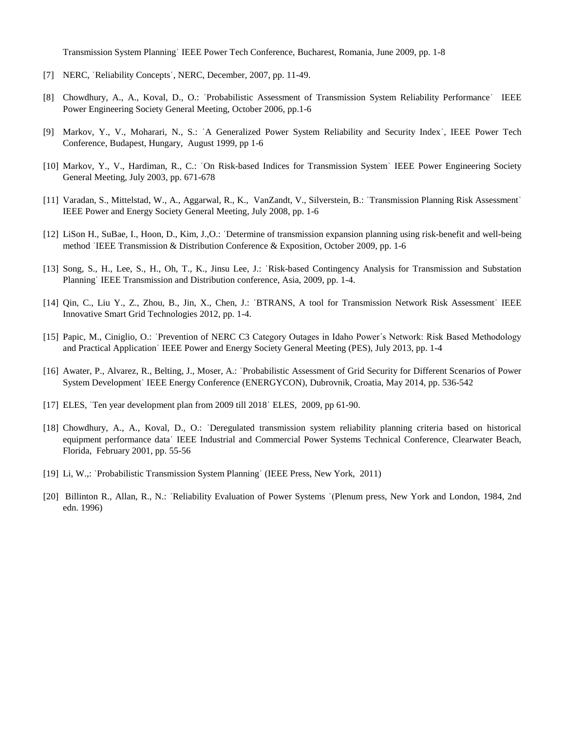Transmission System Planning' IEEE Power Tech Conference, Bucharest, Romania, June 2009, pp. 1-8

[7] NERC, 'Reliability Concepts', NERC, December, 2007, pp. 11-49.

[8] Chowdhury, A., A., Koval, D., O.: 'Probabilistic Assessment of Transmission System Reliability Performance' IEEE Power Engineering Society General Meeting, October 2006, pp.1-6

[9] Markov, Y., V., Moharari, N., S.: 'A Generalized Power System Reliability and Security Index', IEEE Power Tech Conference, Budapest, Hungary, August 1999, pp 1-6

[10] Markov, Y., V., Hardiman, R., C.: 'On Risk-based Indices for Transmission System' IEEE Power Engineering Society General Meeting, July 2003, pp. 671-678

[11] Varadan, S., Mittelstad, W., A., Aggarwal, R., K., VanZandt, V., Silverstein, B.: 'Transmission Planning Risk Assessment' IEEE Power and Energy Society General Meeting, July 2008, pp. 1-6

[12] LiSon H., SuBae, I., Hoon, D., Kim, J.,O.: 'Determine of transmission expansion planning using risk-benefit and well-being method 'IEEE Transmission & Distribution Conference & Exposition, October 2009, pp. 1-6

[13] Song, S., H., Lee, S., H., Oh, T., K., Jinsu Lee, J.: 'Risk-based Contingency Analysis for Transmission and Substation Planning' IEEE Transmission and Distribution conference, Asia, 2009, pp. 1-4.

[14] Qin, C., Liu Y., Z., Zhou, B., Jin, X., Chen, J.: 'BTRANS, A tool for Transmission Network Risk Assessment' IEEE Innovative Smart Grid Technologies 2012, pp. 1-4.

[15] Papic, M., Ciniglio, O.: 'Prevention of NERC C3 Category Outages in Idaho Power´s Network: Risk Based Methodology and Practical Application' IEEE Power and Energy Society General Meeting (PES), July 2013, pp. 1-4

[16] Awater, P., Alvarez, R., Belting, J., Moser, A.: 'Probabilistic Assessment of Grid Security for Different Scenarios of Power System Development' IEEE Energy Conference (ENERGYCON), Dubrovnik, Croatia, May 2014, pp. 536-542

[17] ELES, 'Ten year development plan from 2009 till 2018' ELES, 2009, pp 61-90.

[18] Chowdhury, A., A., Koval, D., O.: 'Deregulated transmission system reliability planning criteria based on historical equipment performance data' IEEE Industrial and Commercial Power Systems Technical Conference, Clearwater Beach, Florida, February 2001, pp. 55-56

[19] Li, W.,: 'Probabilistic Transmission System Planning' (IEEE Press, New York, 2011)

[20] Billinton R., Allan, R., N.: 'Reliability Evaluation of Power Systems '(Plenum press, New York and London, 1984, 2nd edn. 1996)